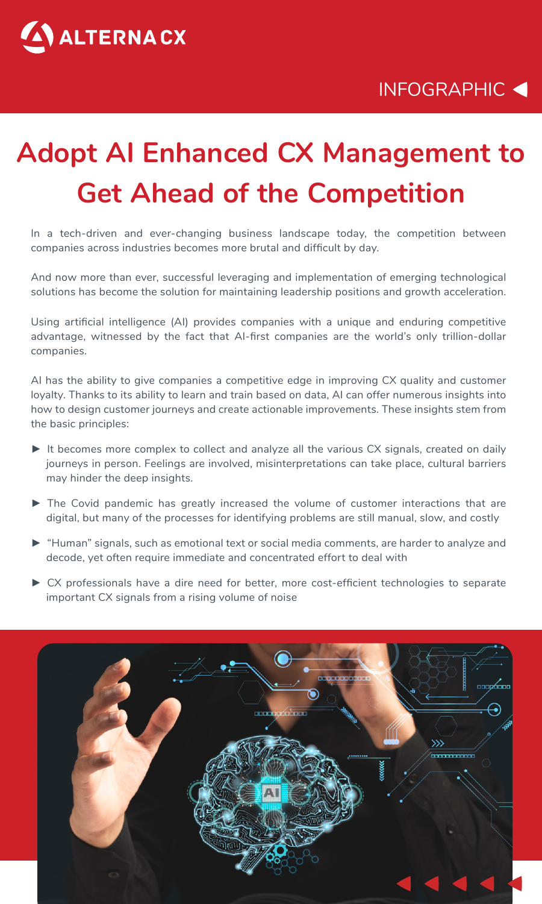ALTERNA CX

INFOGRAPHIC

# Adopt AI Enhanced CX Management to Get Ahead of the Competition

In a tech-driven and ever-changing business landscape today, the competition between companies across industries becomes more brutal and difficult by day.

And now more than ever, successful leveraging and implementation of emerging technological solutions has become the solution for maintaining leadership positions and growth acceleration.

Using artificial intelligence (AI) provides companies with a unique and enduring competitive advantage, witnessed by the fact that AI-first companies are the world's only trillion-dollar companies.

AI has the ability to give companies a competitive edge in improving CX quality and customer loyalty. Thanks to its ability to learn and train based on data, AI can offer numerous insights into how to design customer journeys and create actionable improvements. These insights stem from the basic principles:

- It becomes more complex to collect and analyze all the various CX signals, created on daily journeys in person. Feelings are involved, misinterpretations can take place, cultural barriers may hinder the deep insights.
- The Covid pandemic has greatly increased the volume of customer interactions that are digital, but many of the processes for identifying problems are still manual, slow, and costly
- "Human" signals, such as emotional text or social media comments, are harder to analyze and decode, yet often require immediate and concentrated effort to deal with
- CX professionals have a dire need for better, more cost-efficient technologies to separate important CX signals from a rising volume of noise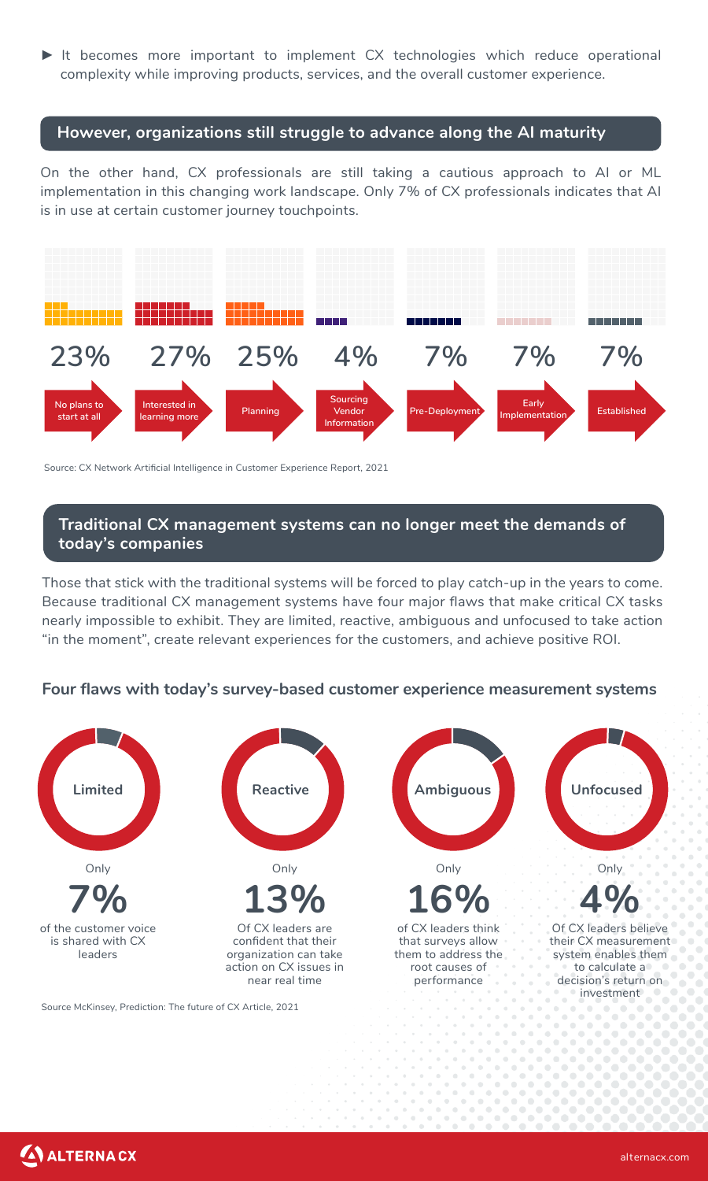- It becomes more important to implement CX technologies which reduce operational complexity while improving products, services, and the overall customer experience.

## However, organizations still struggle to advance along the AI maturity

On the other hand, CX professionals are still taking a cautious approach to AI or ML implementation in this changing work landscape. Only 7% of CX professionals indicates that AI is in use at certain customer journey touchpoints.

| No plans to start at all | Interested in learning more | Planning | Sourcing Vendor Information | Pre-Deployment | Early Implementation | Established |
|---|---|---|---|---|---|---|
| 23% | 27% | 25% | 4% | 7% | 7% | 7% |

Source: CX Network Artificial Intelligence in Customer Experience Report, 2021

## Traditional CX management systems can no longer meet the demands of today's companies

Those that stick with the traditional systems will be forced to play catch-up in the years to come. Because traditional CX management systems have four major flaws that make critical CX tasks nearly impossible to exhibit. They are limited, reactive, ambiguous and unfocused to take action "in the moment", create relevant experiences for the customers, and achieve positive ROI.

### Four flaws with today's survey-based customer experience measurement systems

**Limited**

Only **7%** of the customer voice is shared with CX leaders

**Reactive**

Only **13%** Of CX leaders are confident that their organization can take action on CX issues in near real time

**Ambiguous**

Only **16%** of CX leaders think that surveys allow them to address the root causes of performance

**Unfocused**

Only **4%** Of CX leaders believe their CX measurement system enables them to calculate a decision's return on investment

Source McKinsey, Prediction: The future of CX Article, 2021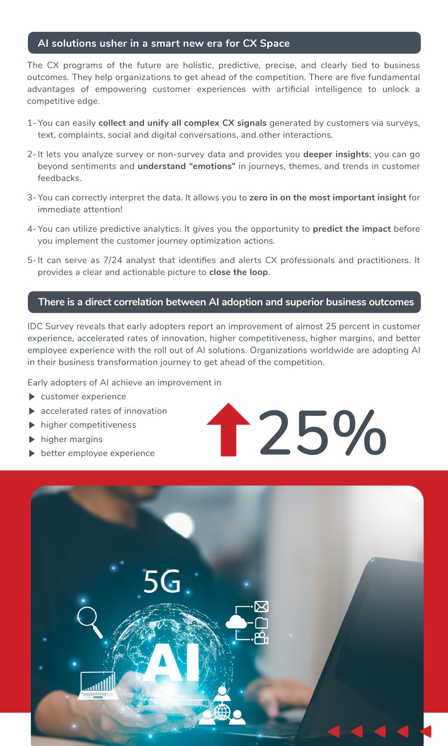## AI solutions usher in a smart new era for CX Space

The CX programs of the future are holistic, predictive, precise, and clearly tied to business outcomes. They help organizations to get ahead of the competition. There are five fundamental advantages of empowering customer experiences with artificial intelligence to unlock a competitive edge.

1- You can easily **collect and unify all complex CX signals** generated by customers via surveys, text, complaints, social and digital conversations, and other interactions.

2- It lets you analyze survey or non-survey data and provides you **deeper insights**; you can go beyond sentiments and **understand "emotions"** in journeys, themes, and trends in customer feedbacks.

3- You can correctly interpret the data. It allows you to **zero in on the most important insight** for immediate attention!

4- You can utilize predictive analytics. It gives you the opportunity to **predict the impact** before you implement the customer journey optimization actions.

5- It can serve as 7/24 analyst that identifies and alerts CX professionals and practitioners. It provides a clear and actionable picture to **close the loop**.

## There is a direct correlation between AI adoption and superior business outcomes

IDC Survey reveals that early adopters report an improvement of almost 25 percent in customer experience, accelerated rates of innovation, higher competitiveness, higher margins, and better employee experience with the roll out of AI solutions. Organizations worldwide are adopting AI in their business transformation journey to get ahead of the competition.

Early adopters of AI achieve an improvement in

- customer experience
- accelerated rates of innovation
- higher competitiveness
- higher margins
- better employee experience

25%